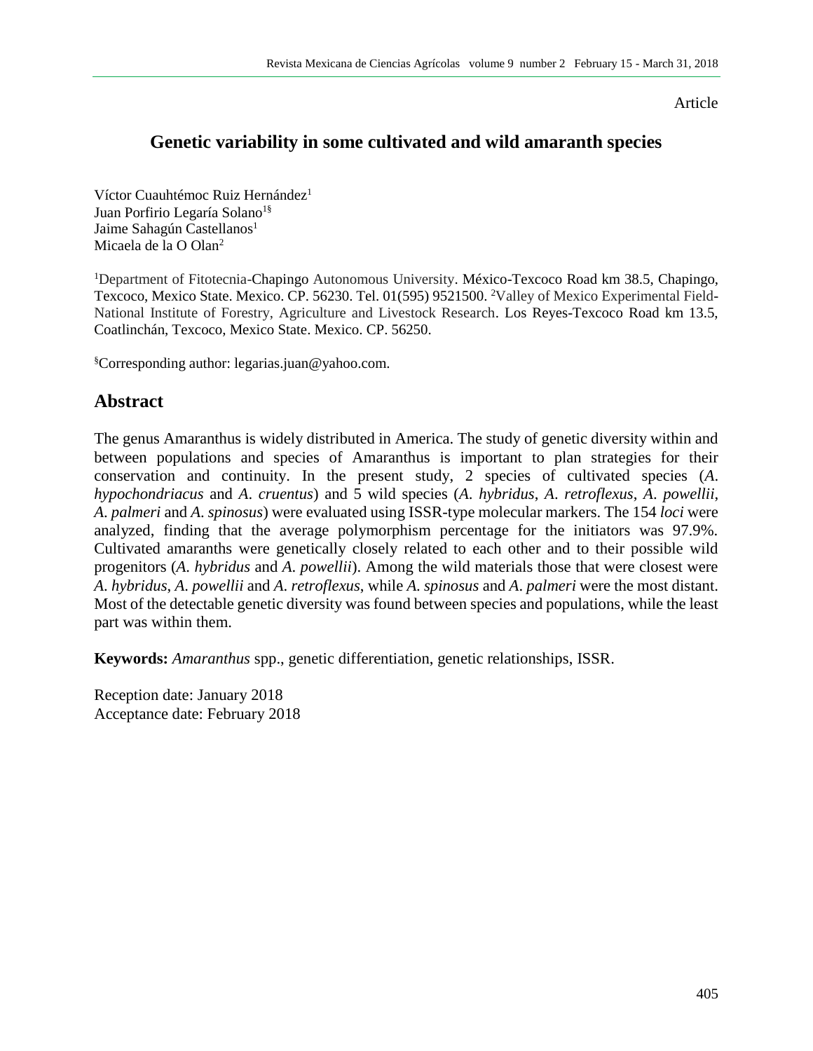Article

# Genetic variability in some cultivated and wild amaranth species

Víctor Cuauhtémoc Ruiz Hernández[1]
Juan Porfirio Legaría Solano[1§]
Jaime Sahagún Castellanos[1]
Micaela de la O Olan[2]

[1]Department of Fitotecnia-Chapingo Autonomous University. México-Texcoco Road km 38.5, Chapingo, Texcoco, Mexico State. Mexico. CP. 56230. Tel. 01(595) 9521500. [2]Valley of Mexico Experimental Field-National Institute of Forestry, Agriculture and Livestock Research. Los Reyes-Texcoco Road km 13.5, Coatlinchán, Texcoco, Mexico State. Mexico. CP. 56250.

[§]Corresponding author: legarias.juan@yahoo.com.

## Abstract

The genus Amaranthus is widely distributed in America. The study of genetic diversity within and between populations and species of Amaranthus is important to plan strategies for their conservation and continuity. In the present study, 2 species of cultivated species (*A. hypochondriacus* and *A. cruentus*) and 5 wild species (*A. hybridus*, *A. retroflexus*, *A. powellii*, *A. palmeri* and *A. spinosus*) were evaluated using ISSR-type molecular markers. The 154 *loci* were analyzed, finding that the average polymorphism percentage for the initiators was 97.9%. Cultivated amaranths were genetically closely related to each other and to their possible wild progenitors (*A. hybridus* and *A. powellii*). Among the wild materials those that were closest were *A. hybridus*, *A. powellii* and *A. retroflexus*, while *A. spinosus* and *A. palmeri* were the most distant. Most of the detectable genetic diversity was found between species and populations, while the least part was within them.

**Keywords:** *Amaranthus* spp., genetic differentiation, genetic relationships, ISSR.

Reception date: January 2018
Acceptance date: February 2018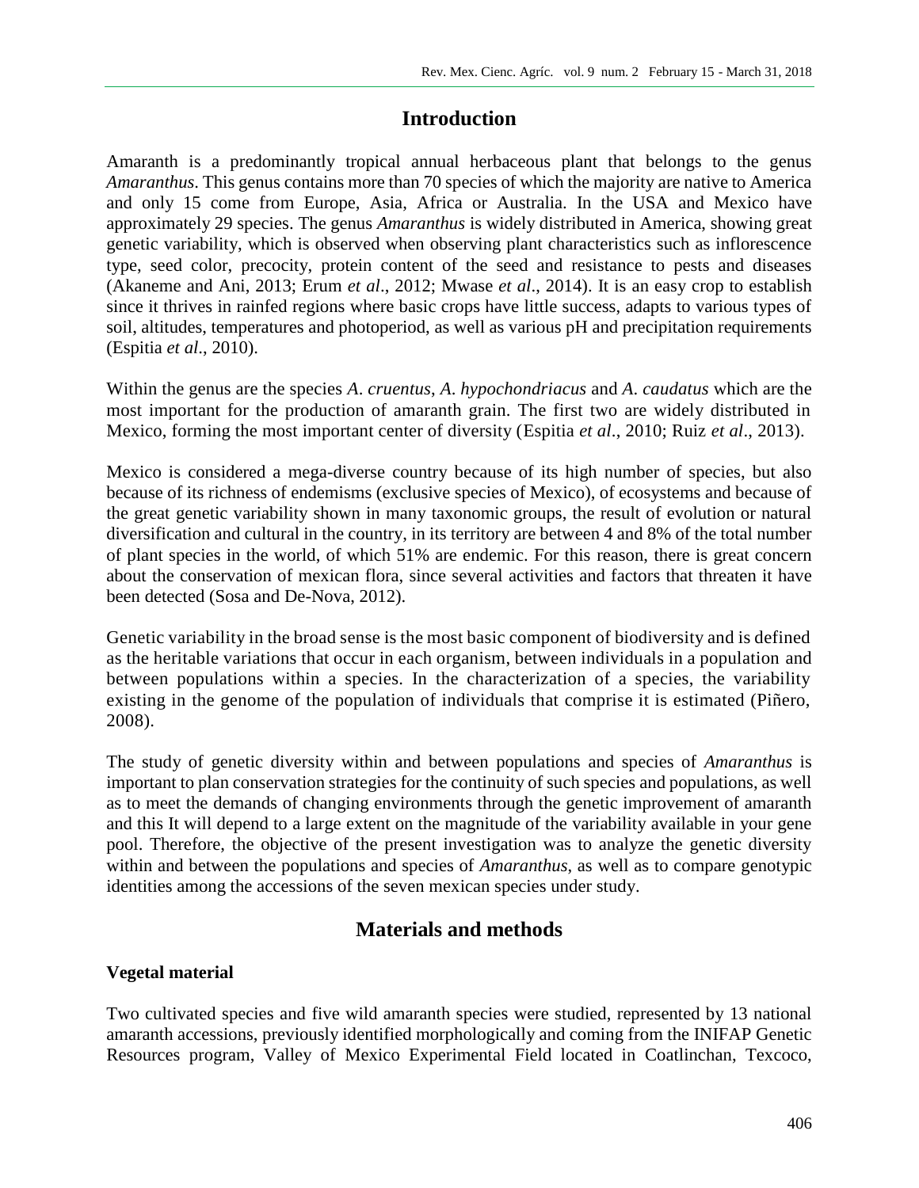## Introduction

Amaranth is a predominantly tropical annual herbaceous plant that belongs to the genus *Amaranthus*. This genus contains more than 70 species of which the majority are native to America and only 15 come from Europe, Asia, Africa or Australia. In the USA and Mexico have approximately 29 species. The genus *Amaranthus* is widely distributed in America, showing great genetic variability, which is observed when observing plant characteristics such as inflorescence type, seed color, precocity, protein content of the seed and resistance to pests and diseases (Akaneme and Ani, 2013; Erum *et al*., 2012; Mwase *et al*., 2014). It is an easy crop to establish since it thrives in rainfed regions where basic crops have little success, adapts to various types of soil, altitudes, temperatures and photoperiod, as well as various pH and precipitation requirements (Espitia *et al*., 2010).

Within the genus are the species *A. cruentus*, *A. hypochondriacus* and *A. caudatus* which are the most important for the production of amaranth grain. The first two are widely distributed in Mexico, forming the most important center of diversity (Espitia *et al*., 2010; Ruiz *et al*., 2013).

Mexico is considered a mega-diverse country because of its high number of species, but also because of its richness of endemisms (exclusive species of Mexico), of ecosystems and because of the great genetic variability shown in many taxonomic groups, the result of evolution or natural diversification and cultural in the country, in its territory are between 4 and 8% of the total number of plant species in the world, of which 51% are endemic. For this reason, there is great concern about the conservation of mexican flora, since several activities and factors that threaten it have been detected (Sosa and De-Nova, 2012).

Genetic variability in the broad sense is the most basic component of biodiversity and is defined as the heritable variations that occur in each organism, between individuals in a population and between populations within a species. In the characterization of a species, the variability existing in the genome of the population of individuals that comprise it is estimated (Piñero, 2008).

The study of genetic diversity within and between populations and species of *Amaranthus* is important to plan conservation strategies for the continuity of such species and populations, as well as to meet the demands of changing environments through the genetic improvement of amaranth and this It will depend to a large extent on the magnitude of the variability available in your gene pool. Therefore, the objective of the present investigation was to analyze the genetic diversity within and between the populations and species of *Amaranthus*, as well as to compare genotypic identities among the accessions of the seven mexican species under study.

## Materials and methods

### Vegetal material

Two cultivated species and five wild amaranth species were studied, represented by 13 national amaranth accessions, previously identified morphologically and coming from the INIFAP Genetic Resources program, Valley of Mexico Experimental Field located in Coatlinchan, Texcoco,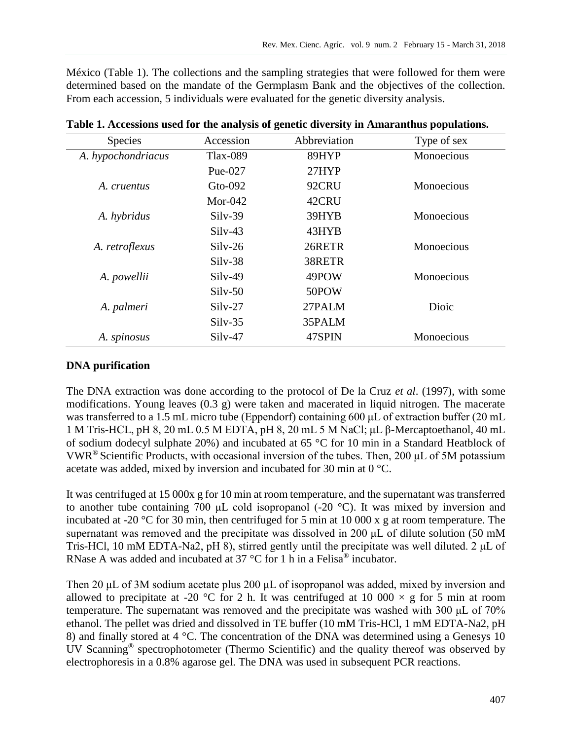México (Table 1). The collections and the sampling strategies that were followed for them were determined based on the mandate of the Germplasm Bank and the objectives of the collection. From each accession, 5 individuals were evaluated for the genetic diversity analysis.

**Table 1. Accessions used for the analysis of genetic diversity in Amaranthus populations.**

| Species | Accession | Abbreviation | Type of sex |
|---|---|---|---|
| *A. hypochondriacus* | Tlax-089 | 89HYP | Monoecious |
| | Pue-027 | 27HYP | |
| *A. cruentus* | Gto-092 | 92CRU | Monoecious |
| | Mor-042 | 42CRU | |
| *A. hybridus* | Silv-39 | 39HYB | Monoecious |
| | Silv-43 | 43HYB | |
| *A. retroflexus* | Silv-26 | 26RETR | Monoecious |
| | Silv-38 | 38RETR | |
| *A. powellii* | Silv-49 | 49POW | Monoecious |
| | Silv-50 | 50POW | |
| *A. palmeri* | Silv-27 | 27PALM | Dioic |
| | Silv-35 | 35PALM | |
| *A. spinosus* | Silv-47 | 47SPIN | Monoecious |

### DNA purification

The DNA extraction was done according to the protocol of De la Cruz *et al*. (1997), with some modifications. Young leaves (0.3 g) were taken and macerated in liquid nitrogen. The macerate was transferred to a 1.5 mL micro tube (Eppendorf) containing 600 μL of extraction buffer (20 mL 1 M Tris-HCL, pH 8, 20 mL 0.5 M EDTA, pH 8, 20 mL 5 M NaCl; μL β-Mercaptoethanol, 40 mL of sodium dodecyl sulphate 20%) and incubated at 65 °C for 10 min in a Standard Heatblock of VWR® Scientific Products, with occasional inversion of the tubes. Then, 200 μL of 5M potassium acetate was added, mixed by inversion and incubated for 30 min at 0 °C.

It was centrifuged at 15 000x g for 10 min at room temperature, and the supernatant was transferred to another tube containing 700 μL cold isopropanol (-20 °C). It was mixed by inversion and incubated at -20 °C for 30 min, then centrifuged for 5 min at 10 000 x g at room temperature. The supernatant was removed and the precipitate was dissolved in 200 μL of dilute solution (50 mM Tris-HCl, 10 mM EDTA-Na2, pH 8), stirred gently until the precipitate was well diluted. 2 μL of RNase A was added and incubated at 37 °C for 1 h in a Felisa® incubator.

Then 20 μL of 3M sodium acetate plus 200 μL of isopropanol was added, mixed by inversion and allowed to precipitate at -20 °C for 2 h. It was centrifuged at 10 000 × g for 5 min at room temperature. The supernatant was removed and the precipitate was washed with 300 μL of 70% ethanol. The pellet was dried and dissolved in TE buffer (10 mM Tris-HCl, 1 mM EDTA-Na2, pH 8) and finally stored at 4 °C. The concentration of the DNA was determined using a Genesys 10 UV Scanning® spectrophotometer (Thermo Scientific) and the quality thereof was observed by electrophoresis in a 0.8% agarose gel. The DNA was used in subsequent PCR reactions.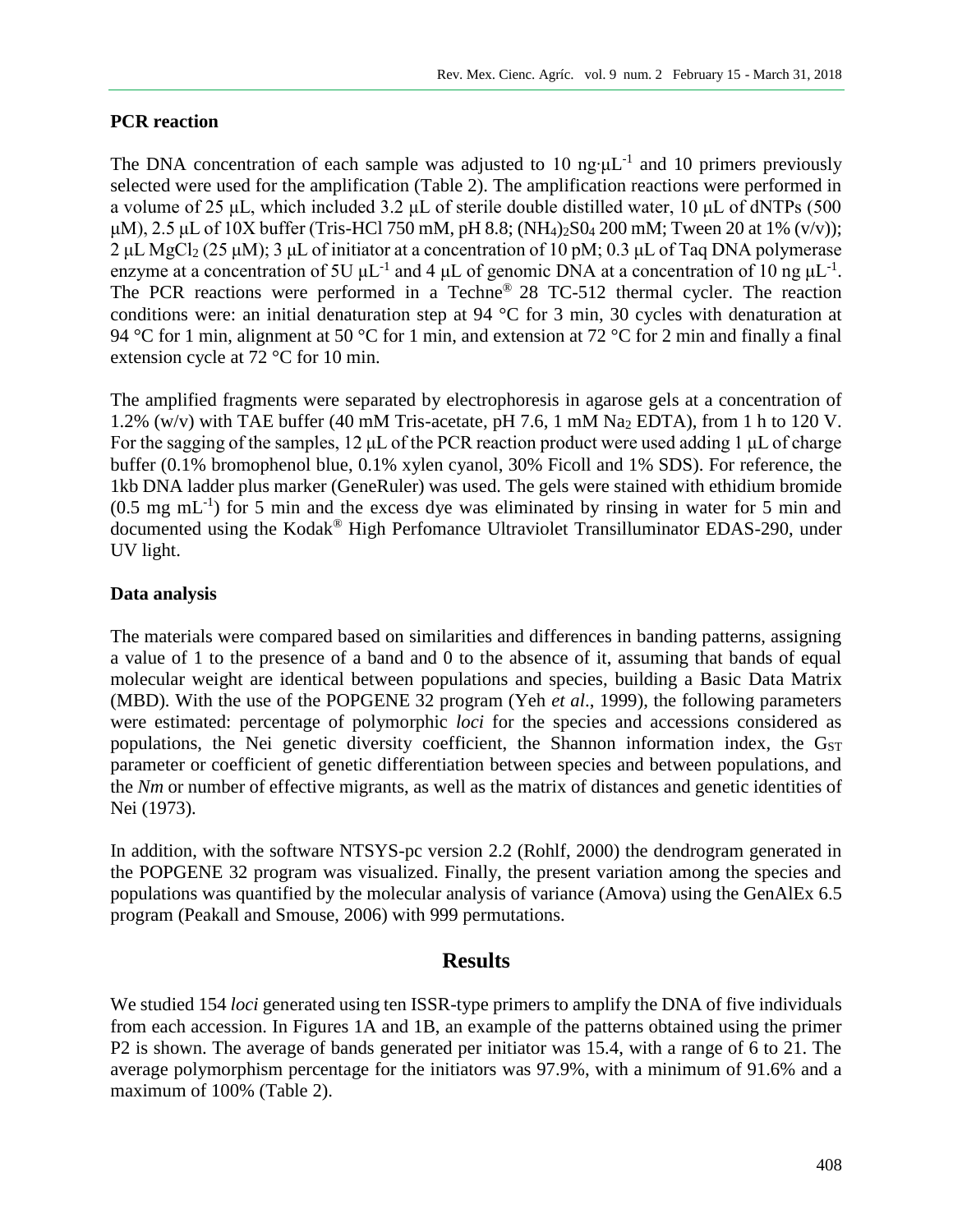### PCR reaction

The DNA concentration of each sample was adjusted to 10 ng·$\mu L^{-1}$ and 10 primers previously selected were used for the amplification (Table 2). The amplification reactions were performed in a volume of 25 µL, which included 3.2 µL of sterile double distilled water, 10 µL of dNTPs (500 µM), 2.5 µL of 10X buffer (Tris-HCl 750 mM, pH 8.8; $(NH_4)_2SO_4$ 200 mM; Tween 20 at 1% (v/v)); 2 µL $MgCl_2$ (25 µM); 3 µL of initiator at a concentration of 10 pM; 0.3 µL of Taq DNA polymerase enzyme at a concentration of 5U $\mu L^{-1}$ and 4 µL of genomic DNA at a concentration of 10 ng $\mu L^{-1}$. The PCR reactions were performed in a Techne® 28 TC-512 thermal cycler. The reaction conditions were: an initial denaturation step at 94 °C for 3 min, 30 cycles with denaturation at 94 °C for 1 min, alignment at 50 °C for 1 min, and extension at 72 °C for 2 min and finally a final extension cycle at 72 °C for 10 min.

The amplified fragments were separated by electrophoresis in agarose gels at a concentration of 1.2% (w/v) with TAE buffer (40 mM Tris-acetate, pH 7.6, 1 mM $Na_2$ EDTA), from 1 h to 120 V. For the sagging of the samples, 12 µL of the PCR reaction product were used adding 1 µL of charge buffer (0.1% bromophenol blue, 0.1% xylen cyanol, 30% Ficoll and 1% SDS). For reference, the 1kb DNA ladder plus marker (GeneRuler) was used. The gels were stained with ethidium bromide (0.5 mg $mL^{-1}$) for 5 min and the excess dye was eliminated by rinsing in water for 5 min and documented using the Kodak® High Perfomance Ultraviolet Transilluminator EDAS-290, under UV light.

### Data analysis

The materials were compared based on similarities and differences in banding patterns, assigning a value of 1 to the presence of a band and 0 to the absence of it, assuming that bands of equal molecular weight are identical between populations and species, building a Basic Data Matrix (MBD). With the use of the POPGENE 32 program (Yeh *et al*., 1999), the following parameters were estimated: percentage of polymorphic *loci* for the species and accessions considered as populations, the Nei genetic diversity coefficient, the Shannon information index, the $G_{ST}$ parameter or coefficient of genetic differentiation between species and between populations, and the *Nm* or number of effective migrants, as well as the matrix of distances and genetic identities of Nei (1973).

In addition, with the software NTSYS-pc version 2.2 (Rohlf, 2000) the dendrogram generated in the POPGENE 32 program was visualized. Finally, the present variation among the species and populations was quantified by the molecular analysis of variance (Amova) using the GenAlEx 6.5 program (Peakall and Smouse, 2006) with 999 permutations.

## Results

We studied 154 *loci* generated using ten ISSR-type primers to amplify the DNA of five individuals from each accession. In Figures 1A and 1B, an example of the patterns obtained using the primer P2 is shown. The average of bands generated per initiator was 15.4, with a range of 6 to 21. The average polymorphism percentage for the initiators was 97.9%, with a minimum of 91.6% and a maximum of 100% (Table 2).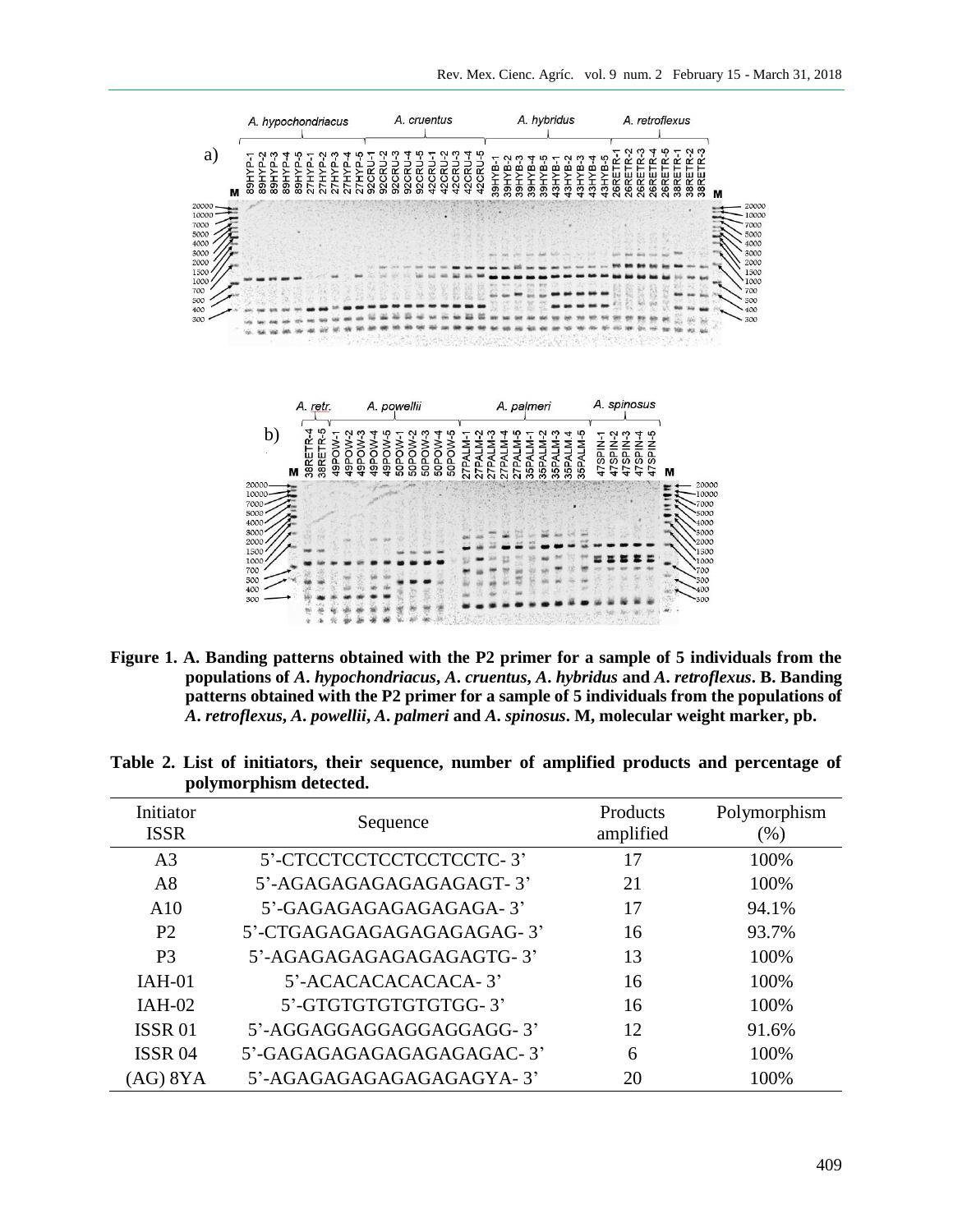**Figure 1. A. Banding patterns obtained with the P2 primer for a sample of 5 individuals from the populations of *A. hypochondriacus*, *A. cruentus*, *A. hybridus* and *A. retroflexus*. B. Banding patterns obtained with the P2 primer for a sample of 5 individuals from the populations of *A. retroflexus*, *A. powellii*, *A. palmeri* and *A. spinosus*. M, molecular weight marker, pb.**

**Table 2. List of initiators, their sequence, number of amplified products and percentage of polymorphism detected.**

| Initiator ISSR | Sequence | Products amplified | Polymorphism (%) |
|---|---|---|---|
| A3 | 5’-CTCCTCCTCCTCCTCCTC- 3’ | 17 | 100% |
| A8 | 5’-AGAGAGAGAGAGAGAGT- 3’ | 21 | 100% |
| A10 | 5’-GAGAGAGAGAGAGAGA- 3’ | 17 | 94.1% |
| P2 | 5’-CTGAGAGAGAGAGAGAGAG- 3’ | 16 | 93.7% |
| P3 | 5’-AGAGAGAGAGAGAGAGTG- 3’ | 13 | 100% |
| IAH-01 | 5’-ACACACACACACA- 3’ | 16 | 100% |
| IAH-02 | 5’-GTGTGTGTGTGTGG- 3’ | 16 | 100% |
| ISSR 01 | 5’-AGGAGGAGGAGGAGGAGG- 3’ | 12 | 91.6% |
| ISSR 04 | 5’-GAGAGAGAGAGAGAGAGAC- 3’ | 6 | 100% |
| (AG) 8YA | 5’-AGAGAGAGAGAGAGAGYA- 3’ | 20 | 100% |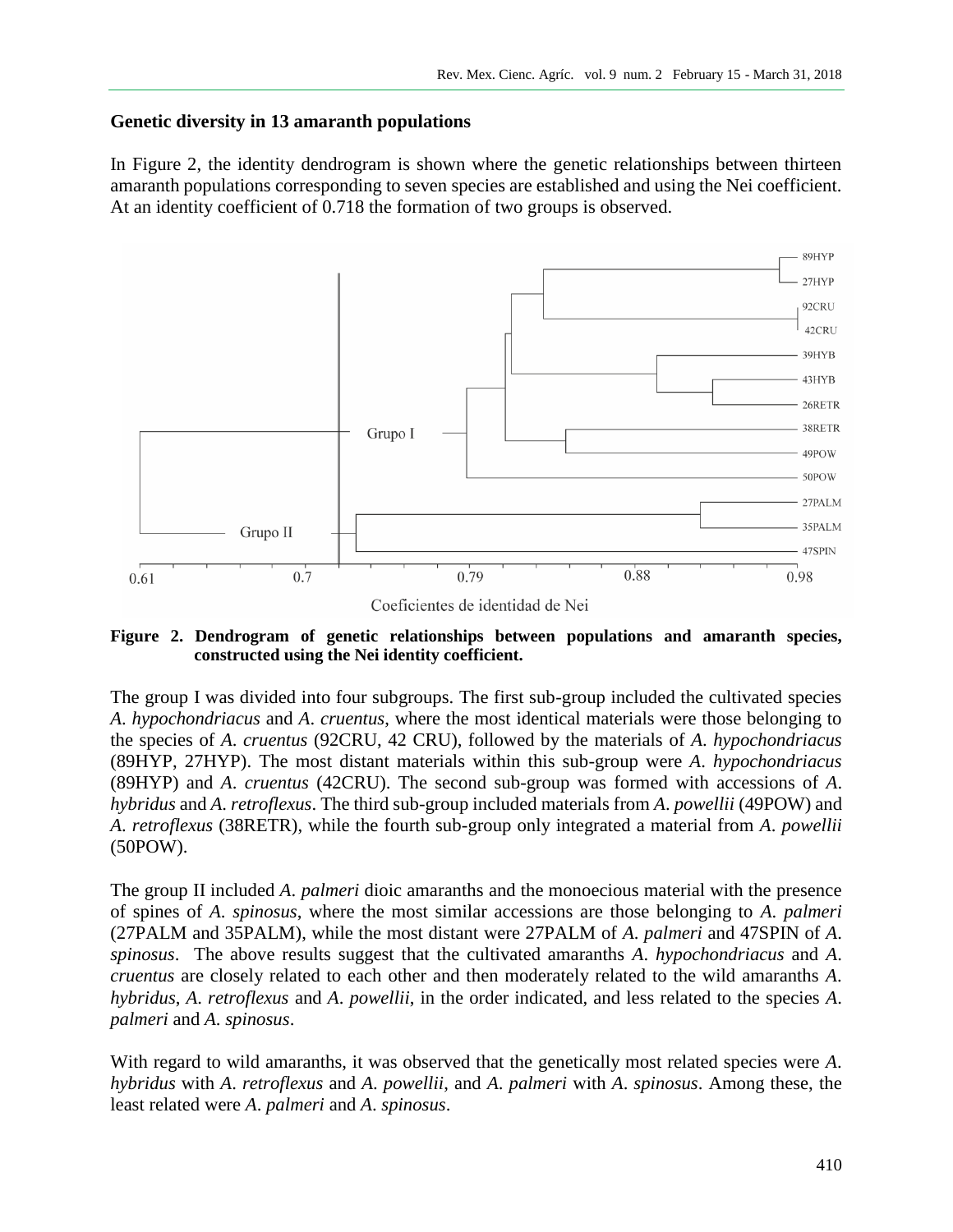## Genetic diversity in 13 amaranth populations

In Figure 2, the identity dendrogram is shown where the genetic relationships between thirteen amaranth populations corresponding to seven species are established and using the Nei coefficient. At an identity coefficient of 0.718 the formation of two groups is observed.

**Figure 2. Dendrogram of genetic relationships between populations and amaranth species, constructed using the Nei identity coefficient.**

The group I was divided into four subgroups. The first sub-group included the cultivated species *A. hypochondriacus* and *A. cruentus*, where the most identical materials were those belonging to the species of *A. cruentus* (92CRU, 42 CRU), followed by the materials of *A. hypochondriacus* (89HYP, 27HYP). The most distant materials within this sub-group were *A. hypochondriacus* (89HYP) and *A. cruentus* (42CRU). The second sub-group was formed with accessions of *A. hybridus* and *A. retroflexus*. The third sub-group included materials from *A. powellii* (49POW) and *A. retroflexus* (38RETR), while the fourth sub-group only integrated a material from *A. powellii* (50POW).

The group II included *A. palmeri* dioic amaranths and the monoecious material with the presence of spines of *A. spinosus*, where the most similar accessions are those belonging to *A. palmeri* (27PALM and 35PALM), while the most distant were 27PALM of *A. palmeri* and 47SPIN of *A. spinosus*. The above results suggest that the cultivated amaranths *A. hypochondriacus* and *A. cruentus* are closely related to each other and then moderately related to the wild amaranths *A. hybridus*, *A. retroflexus* and *A. powellii*, in the order indicated, and less related to the species *A. palmeri* and *A. spinosus*.

With regard to wild amaranths, it was observed that the genetically most related species were *A. hybridus* with *A. retroflexus* and *A. powellii*, and *A. palmeri* with *A. spinosus*. Among these, the least related were *A. palmeri* and *A. spinosus*.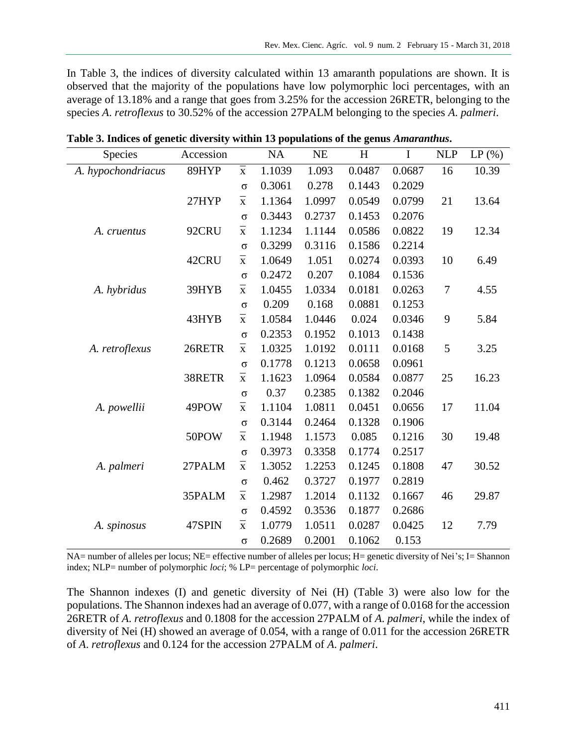In Table 3, the indices of diversity calculated within 13 amaranth populations are shown. It is observed that the majority of the populations have low polymorphic loci percentages, with an average of 13.18% and a range that goes from 3.25% for the accession 26RETR, belonging to the species *A. retroflexus* to 30.52% of the accession 27PALM belonging to the species *A. palmeri*.

**Table 3. Indices of genetic diversity within 13 populations of the genus *Amaranthus*.**

| Species | Accession | | NA | NE | H | I | NLP | LP (%) |
|---|---|---|---|---|---|---|---|---|
| *A. hypochondriacus* | 89HYP | $\bar{x}$ | 1.1039 | 1.093 | 0.0487 | 0.0687 | 16 | 10.39 |
| | | σ | 0.3061 | 0.278 | 0.1443 | 0.2029 | | |
| | 27HYP | $\bar{x}$ | 1.1364 | 1.0997 | 0.0549 | 0.0799 | 21 | 13.64 |
| | | σ | 0.3443 | 0.2737 | 0.1453 | 0.2076 | | |
| *A. cruentus* | 92CRU | $\bar{x}$ | 1.1234 | 1.1144 | 0.0586 | 0.0822 | 19 | 12.34 |
| | | σ | 0.3299 | 0.3116 | 0.1586 | 0.2214 | | |
| | 42CRU | $\bar{x}$ | 1.0649 | 1.051 | 0.0274 | 0.0393 | 10 | 6.49 |
| | | σ | 0.2472 | 0.207 | 0.1084 | 0.1536 | | |
| *A. hybridus* | 39HYB | $\bar{x}$ | 1.0455 | 1.0334 | 0.0181 | 0.0263 | 7 | 4.55 |
| | | σ | 0.209 | 0.168 | 0.0881 | 0.1253 | | |
| | 43HYB | $\bar{x}$ | 1.0584 | 1.0446 | 0.024 | 0.0346 | 9 | 5.84 |
| | | σ | 0.2353 | 0.1952 | 0.1013 | 0.1438 | | |
| *A. retroflexus* | 26RETR | $\bar{x}$ | 1.0325 | 1.0192 | 0.0111 | 0.0168 | 5 | 3.25 |
| | | σ | 0.1778 | 0.1213 | 0.0658 | 0.0961 | | |
| | 38RETR | $\bar{x}$ | 1.1623 | 1.0964 | 0.0584 | 0.0877 | 25 | 16.23 |
| | | σ | 0.37 | 0.2385 | 0.1382 | 0.2046 | | |
| *A. powellii* | 49POW | $\bar{x}$ | 1.1104 | 1.0811 | 0.0451 | 0.0656 | 17 | 11.04 |
| | | σ | 0.3144 | 0.2464 | 0.1328 | 0.1906 | | |
| | 50POW | $\bar{x}$ | 1.1948 | 1.1573 | 0.085 | 0.1216 | 30 | 19.48 |
| | | σ | 0.3973 | 0.3358 | 0.1774 | 0.2517 | | |
| *A. palmeri* | 27PALM | $\bar{x}$ | 1.3052 | 1.2253 | 0.1245 | 0.1808 | 47 | 30.52 |
| | | σ | 0.462 | 0.3727 | 0.1977 | 0.2819 | | |
| | 35PALM | $\bar{x}$ | 1.2987 | 1.2014 | 0.1132 | 0.1667 | 46 | 29.87 |
| | | σ | 0.4592 | 0.3536 | 0.1877 | 0.2686 | | |
| *A. spinosus* | 47SPIN | $\bar{x}$ | 1.0779 | 1.0511 | 0.0287 | 0.0425 | 12 | 7.79 |
| | | σ | 0.2689 | 0.2001 | 0.1062 | 0.153 | | |

NA= number of alleles per locus; NE= effective number of alleles per locus; H= genetic diversity of Nei's; I= Shannon index; NLP= number of polymorphic *loci*; % LP= percentage of polymorphic *loci*.

The Shannon indexes (I) and genetic diversity of Nei (H) (Table 3) were also low for the populations. The Shannon indexes had an average of 0.077, with a range of 0.0168 for the accession 26RETR of *A. retroflexus* and 0.1808 for the accession 27PALM of *A. palmeri*, while the index of diversity of Nei (H) showed an average of 0.054, with a range of 0.011 for the accession 26RETR of *A. retroflexus* and 0.124 for the accession 27PALM of *A. palmeri*.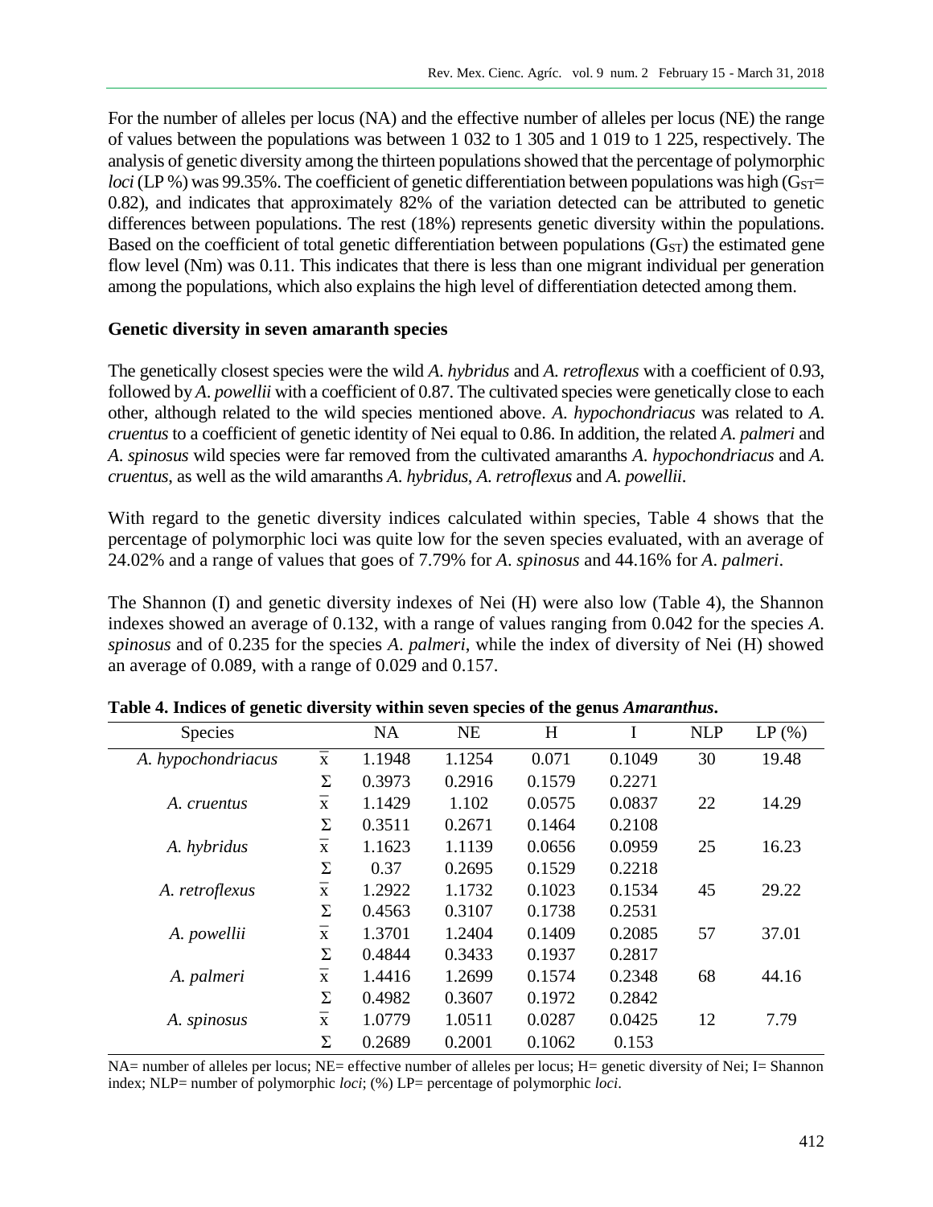For the number of alleles per locus (NA) and the effective number of alleles per locus (NE) the range of values between the populations was between 1 032 to 1 305 and 1 019 to 1 225, respectively. The analysis of genetic diversity among the thirteen populations showed that the percentage of polymorphic *loci* (LP %) was 99.35%. The coefficient of genetic differentiation between populations was high ($G_{ST}$= 0.82), and indicates that approximately 82% of the variation detected can be attributed to genetic differences between populations. The rest (18%) represents genetic diversity within the populations. Based on the coefficient of total genetic differentiation between populations ($G_{ST}$) the estimated gene flow level (Nm) was 0.11. This indicates that there is less than one migrant individual per generation among the populations, which also explains the high level of differentiation detected among them.

### Genetic diversity in seven amaranth species

The genetically closest species were the wild *A. hybridus* and *A. retroflexus* with a coefficient of 0.93, followed by *A. powellii* with a coefficient of 0.87. The cultivated species were genetically close to each other, although related to the wild species mentioned above. *A. hypochondriacus* was related to *A. cruentus* to a coefficient of genetic identity of Nei equal to 0.86. In addition, the related *A. palmeri* and *A. spinosus* wild species were far removed from the cultivated amaranths *A. hypochondriacus* and *A. cruentus*, as well as the wild amaranths *A. hybridus*, *A. retroflexus* and *A. powellii*.

With regard to the genetic diversity indices calculated within species, Table 4 shows that the percentage of polymorphic loci was quite low for the seven species evaluated, with an average of 24.02% and a range of values that goes of 7.79% for *A. spinosus* and 44.16% for *A. palmeri*.

The Shannon (I) and genetic diversity indexes of Nei (H) were also low (Table 4), the Shannon indexes showed an average of 0.132, with a range of values ranging from 0.042 for the species *A. spinosus* and of 0.235 for the species *A. palmeri*, while the index of diversity of Nei (H) showed an average of 0.089, with a range of 0.029 and 0.157.

**Table 4. Indices of genetic diversity within seven species of the genus *Amaranthus*.**

| Species | | NA | NE | H | I | NLP | LP (%) |
|---|---|---|---|---|---|---|---|
| *A. hypochondriacus* | $\bar{x}$ | 1.1948 | 1.1254 | 0.071 | 0.1049 | 30 | 19.48 |
| | Σ | 0.3973 | 0.2916 | 0.1579 | 0.2271 | | |
| *A. cruentus* | $\bar{x}$ | 1.1429 | 1.102 | 0.0575 | 0.0837 | 22 | 14.29 |
| | Σ | 0.3511 | 0.2671 | 0.1464 | 0.2108 | | |
| *A. hybridus* | $\bar{x}$ | 1.1623 | 1.1139 | 0.0656 | 0.0959 | 25 | 16.23 |
| | Σ | 0.37 | 0.2695 | 0.1529 | 0.2218 | | |
| *A. retroflexus* | $\bar{x}$ | 1.2922 | 1.1732 | 0.1023 | 0.1534 | 45 | 29.22 |
| | Σ | 0.4563 | 0.3107 | 0.1738 | 0.2531 | | |
| *A. powellii* | $\bar{x}$ | 1.3701 | 1.2404 | 0.1409 | 0.2085 | 57 | 37.01 |
| | Σ | 0.4844 | 0.3433 | 0.1937 | 0.2817 | | |
| *A. palmeri* | $\bar{x}$ | 1.4416 | 1.2699 | 0.1574 | 0.2348 | 68 | 44.16 |
| | Σ | 0.4982 | 0.3607 | 0.1972 | 0.2842 | | |
| *A. spinosus* | $\bar{x}$ | 1.0779 | 1.0511 | 0.0287 | 0.0425 | 12 | 7.79 |
| | Σ | 0.2689 | 0.2001 | 0.1062 | 0.153 | | |

NA= number of alleles per locus; NE= effective number of alleles per locus; H= genetic diversity of Nei; I= Shannon index; NLP= number of polymorphic *loci*; (%) LP= percentage of polymorphic *loci*.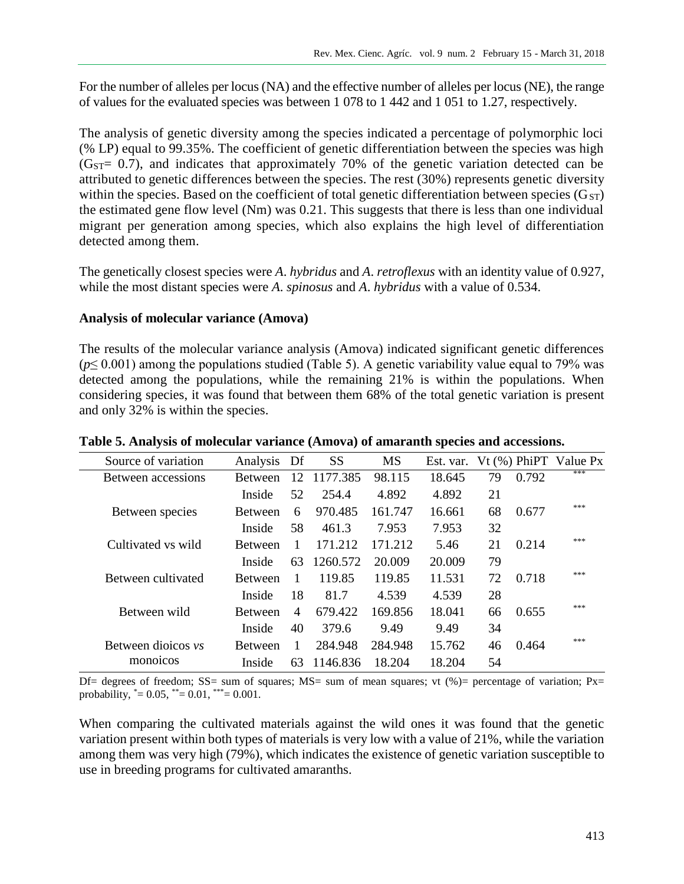For the number of alleles per locus (NA) and the effective number of alleles per locus (NE), the range of values for the evaluated species was between 1 078 to 1 442 and 1 051 to 1.27, respectively.

The analysis of genetic diversity among the species indicated a percentage of polymorphic loci (% LP) equal to 99.35%. The coefficient of genetic differentiation between the species was high ($G_{ST}$= 0.7), and indicates that approximately 70% of the genetic variation detected can be attributed to genetic differences between the species. The rest (30%) represents genetic diversity within the species. Based on the coefficient of total genetic differentiation between species ($G_{ST}$) the estimated gene flow level (Nm) was 0.21. This suggests that there is less than one individual migrant per generation among species, which also explains the high level of differentiation detected among them.

The genetically closest species were *A. hybridus* and *A. retroflexus* with an identity value of 0.927, while the most distant species were *A. spinosus* and *A. hybridus* with a value of 0.534.

**Analysis of molecular variance (Amova)**

The results of the molecular variance analysis (Amova) indicated significant genetic differences ($p \leq 0.001$) among the populations studied (Table 5). A genetic variability value equal to 79% was detected among the populations, while the remaining 21% is within the populations. When considering species, it was found that between them 68% of the total genetic variation is present and only 32% is within the species.

**Table 5. Analysis of molecular variance (Amova) of amaranth species and accessions.**

| Source of variation | Analysis | Df | SS | MS | Est. var. | Vt (%) | PhiPT | Value Px |
|---|---|---|---|---|---|---|---|---|
| Between accessions | Between | 12 | 1177.385 | 98.115 | 18.645 | 79 | 0.792 | *** |
| | Inside | 52 | 254.4 | 4.892 | 4.892 | 21 | | |
| Between species | Between | 6 | 970.485 | 161.747 | 16.661 | 68 | 0.677 | *** |
| | Inside | 58 | 461.3 | 7.953 | 7.953 | 32 | | |
| Cultivated vs wild | Between | 1 | 171.212 | 171.212 | 5.46 | 21 | 0.214 | *** |
| | Inside | 63 | 1260.572 | 20.009 | 20.009 | 79 | | |
| Between cultivated | Between | 1 | 119.85 | 119.85 | 11.531 | 72 | 0.718 | *** |
| | Inside | 18 | 81.7 | 4.539 | 4.539 | 28 | | |
| Between wild | Between | 4 | 679.422 | 169.856 | 18.041 | 66 | 0.655 | *** |
| | Inside | 40 | 379.6 | 9.49 | 9.49 | 34 | | |
| Between dioicos *vs* monoicos | Between | 1 | 284.948 | 284.948 | 15.762 | 46 | 0.464 | *** |
| | Inside | 63 | 1146.836 | 18.204 | 18.204 | 54 | | |

Df= degrees of freedom; SS= sum of squares; MS= sum of mean squares; vt (%)= percentage of variation; Px= probability, *= 0.05, **= 0.01, ***= 0.001.

When comparing the cultivated materials against the wild ones it was found that the genetic variation present within both types of materials is very low with a value of 21%, while the variation among them was very high (79%), which indicates the existence of genetic variation susceptible to use in breeding programs for cultivated amaranths.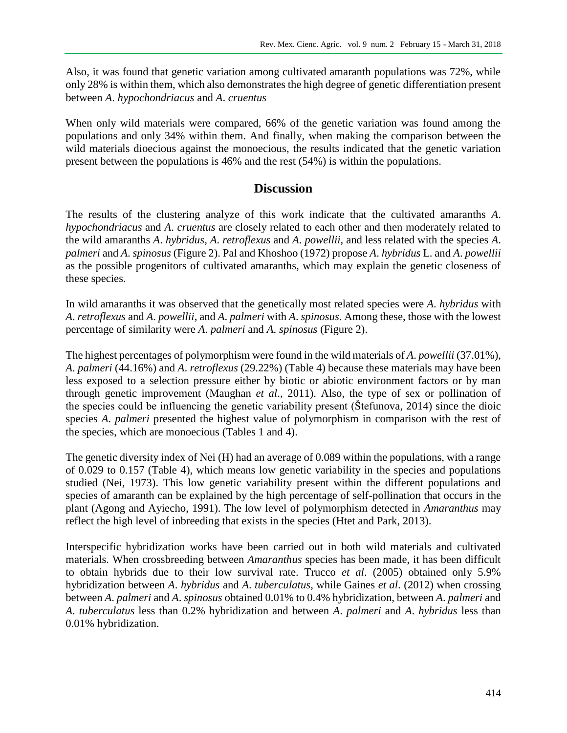Also, it was found that genetic variation among cultivated amaranth populations was 72%, while only 28% is within them, which also demonstrates the high degree of genetic differentiation present between *A. hypochondriacus* and *A. cruentus*

When only wild materials were compared, 66% of the genetic variation was found among the populations and only 34% within them. And finally, when making the comparison between the wild materials dioecious against the monoecious, the results indicated that the genetic variation present between the populations is 46% and the rest (54%) is within the populations.

## Discussion

The results of the clustering analyze of this work indicate that the cultivated amaranths *A. hypochondriacus* and *A. cruentus* are closely related to each other and then moderately related to the wild amaranths *A. hybridus*, *A. retroflexus* and *A. powellii*, and less related with the species *A. palmeri* and *A. spinosus* (Figure 2). Pal and Khoshoo (1972) propose *A. hybridus* L. and *A. powellii* as the possible progenitors of cultivated amaranths, which may explain the genetic closeness of these species.

In wild amaranths it was observed that the genetically most related species were *A. hybridus* with *A. retroflexus* and *A. powellii*, and *A. palmeri* with *A. spinosus*. Among these, those with the lowest percentage of similarity were *A. palmeri* and *A. spinosus* (Figure 2).

The highest percentages of polymorphism were found in the wild materials of *A. powellii* (37.01%), *A. palmeri* (44.16%) and *A. retroflexus* (29.22%) (Table 4) because these materials may have been less exposed to a selection pressure either by biotic or abiotic environment factors or by man through genetic improvement (Maughan *et al*., 2011). Also, the type of sex or pollination of the species could be influencing the genetic variability present (Štefunova, 2014) since the dioic species *A. palmeri* presented the highest value of polymorphism in comparison with the rest of the species, which are monoecious (Tables 1 and 4).

The genetic diversity index of Nei (H) had an average of 0.089 within the populations, with a range of 0.029 to 0.157 (Table 4), which means low genetic variability in the species and populations studied (Nei, 1973). This low genetic variability present within the different populations and species of amaranth can be explained by the high percentage of self-pollination that occurs in the plant (Agong and Ayiecho, 1991). The low level of polymorphism detected in *Amaranthus* may reflect the high level of inbreeding that exists in the species (Htet and Park, 2013).

Interspecific hybridization works have been carried out in both wild materials and cultivated materials. When crossbreeding between *Amaranthus* species has been made, it has been difficult to obtain hybrids due to their low survival rate. Trucco *et al*. (2005) obtained only 5.9% hybridization between *A. hybridus* and *A. tuberculatus*, while Gaines *et al*. (2012) when crossing between *A. palmeri* and *A. spinosus* obtained 0.01% to 0.4% hybridization, between *A. palmeri* and *A. tuberculatus* less than 0.2% hybridization and between *A. palmeri* and *A. hybridus* less than 0.01% hybridization.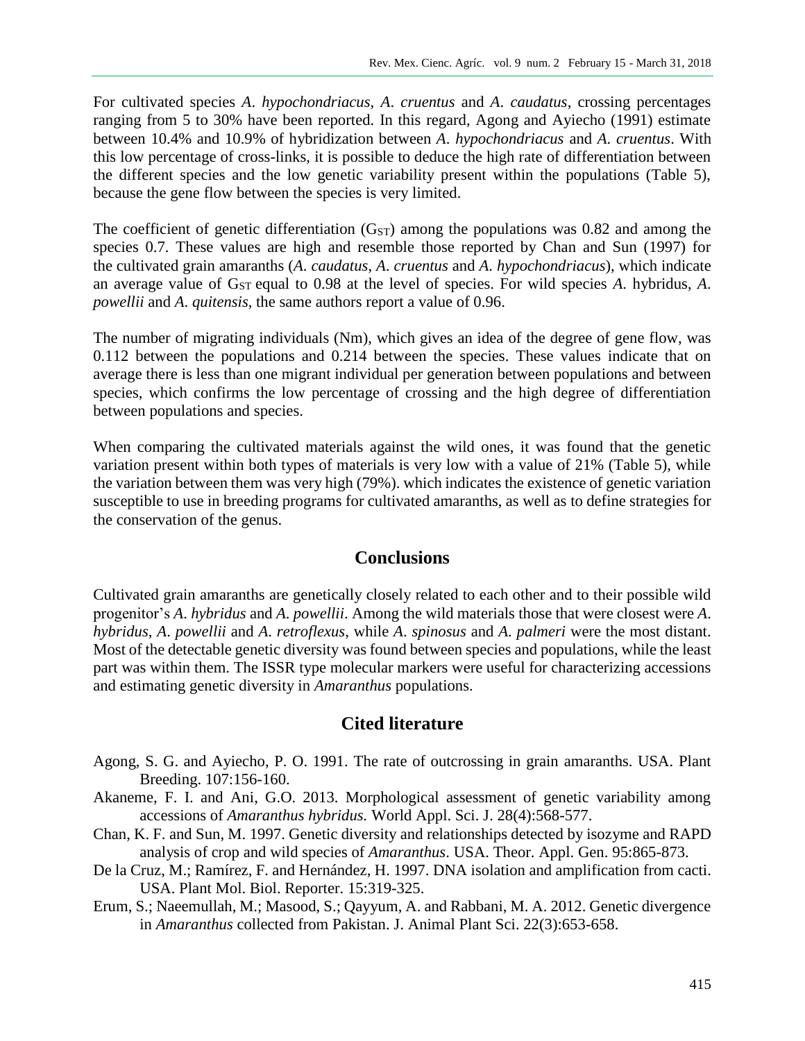For cultivated species *A. hypochondriacus*, *A. cruentus* and *A. caudatus*, crossing percentages ranging from 5 to 30% have been reported. In this regard, Agong and Ayiecho (1991) estimate between 10.4% and 10.9% of hybridization between *A. hypochondriacus* and *A. cruentus*. With this low percentage of cross-links, it is possible to deduce the high rate of differentiation between the different species and the low genetic variability present within the populations (Table 5), because the gene flow between the species is very limited.

The coefficient of genetic differentiation ($G_{ST}$) among the populations was 0.82 and among the species 0.7. These values are high and resemble those reported by Chan and Sun (1997) for the cultivated grain amaranths (*A. caudatus*, *A. cruentus* and *A. hypochondriacus*), which indicate an average value of $G_{ST}$ equal to 0.98 at the level of species. For wild species *A.* hybridus, *A. powellii* and *A. quitensis*, the same authors report a value of 0.96.

The number of migrating individuals (Nm), which gives an idea of the degree of gene flow, was 0.112 between the populations and 0.214 between the species. These values indicate that on average there is less than one migrant individual per generation between populations and between species, which confirms the low percentage of crossing and the high degree of differentiation between populations and species.

When comparing the cultivated materials against the wild ones, it was found that the genetic variation present within both types of materials is very low with a value of 21% (Table 5), while the variation between them was very high (79%). which indicates the existence of genetic variation susceptible to use in breeding programs for cultivated amaranths, as well as to define strategies for the conservation of the genus.

## Conclusions

Cultivated grain amaranths are genetically closely related to each other and to their possible wild progenitor's *A. hybridus* and *A. powellii*. Among the wild materials those that were closest were *A. hybridus*, *A. powellii* and *A. retroflexus*, while *A. spinosus* and *A. palmeri* were the most distant. Most of the detectable genetic diversity was found between species and populations, while the least part was within them. The ISSR type molecular markers were useful for characterizing accessions and estimating genetic diversity in *Amaranthus* populations.

## Cited literature

Agong, S. G. and Ayiecho, P. O. 1991. The rate of outcrossing in grain amaranths. USA. Plant Breeding. 107:156-160.

Akaneme, F. I. and Ani, G.O. 2013. Morphological assessment of genetic variability among accessions of *Amaranthus hybridus.* World Appl. Sci. J. 28(4):568-577.

Chan, K. F. and Sun, M. 1997. Genetic diversity and relationships detected by isozyme and RAPD analysis of crop and wild species of *Amaranthus*. USA. Theor. Appl. Gen. 95:865-873.

De la Cruz, M.; Ramírez, F. and Hernández, H. 1997. DNA isolation and amplification from cacti. USA. Plant Mol. Biol. Reporter. 15:319-325.

Erum, S.; Naeemullah, M.; Masood, S.; Qayyum, A. and Rabbani, M. A. 2012. Genetic divergence in *Amaranthus* collected from Pakistan. J. Animal Plant Sci. 22(3):653-658.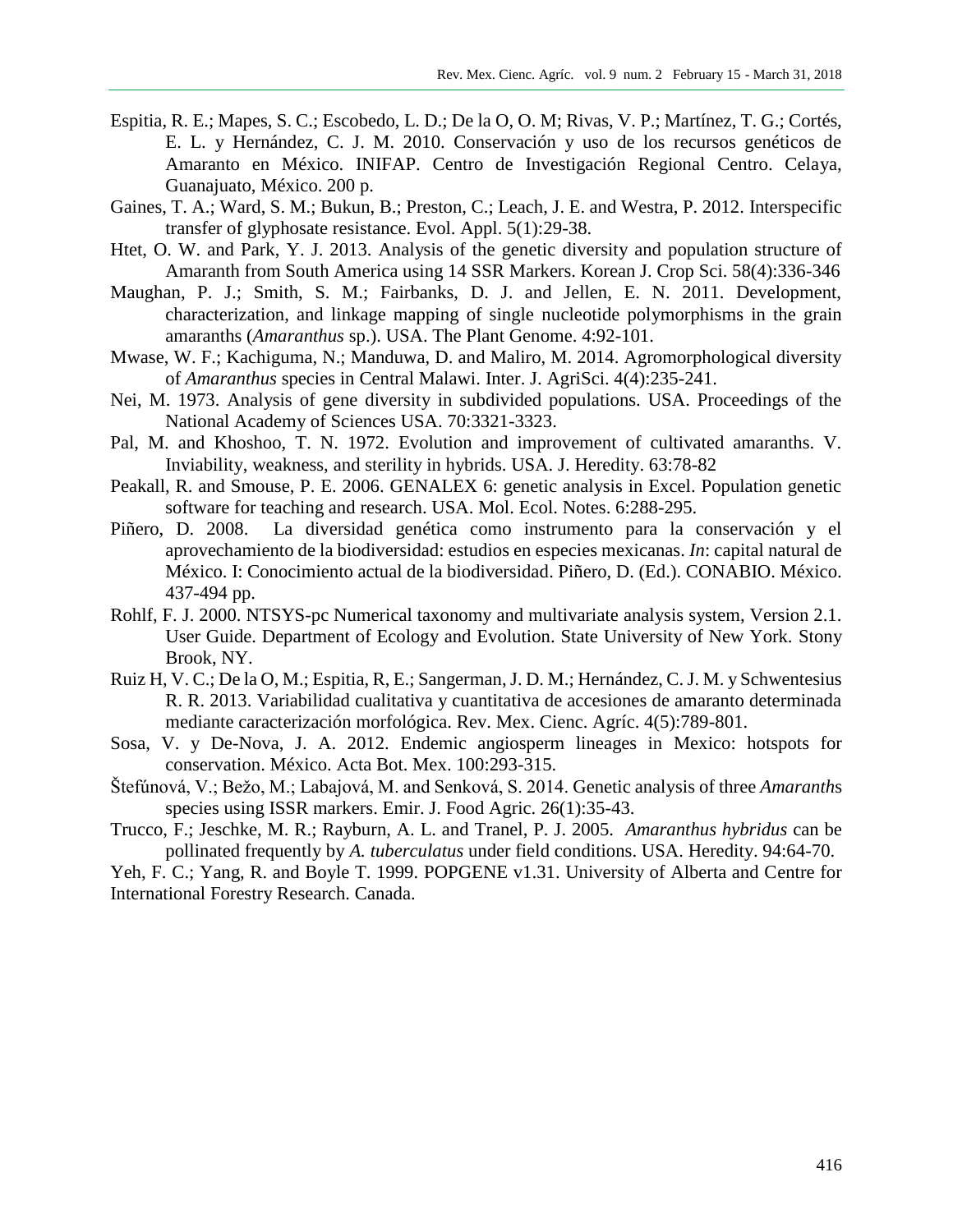Espitia, R. E.; Mapes, S. C.; Escobedo, L. D.; De la O, O. M; Rivas, V. P.; Martínez, T. G.; Cortés, E. L. y Hernández, C. J. M. 2010. Conservación y uso de los recursos genéticos de Amaranto en México. INIFAP. Centro de Investigación Regional Centro. Celaya, Guanajuato, México. 200 p.

Gaines, T. A.; Ward, S. M.; Bukun, B.; Preston, C.; Leach, J. E. and Westra, P. 2012. Interspecific transfer of glyphosate resistance. Evol. Appl. 5(1):29-38.

Htet, O. W. and Park, Y. J. 2013. Analysis of the genetic diversity and population structure of Amaranth from South America using 14 SSR Markers. Korean J. Crop Sci. 58(4):336-346

Maughan, P. J.; Smith, S. M.; Fairbanks, D. J. and Jellen, E. N. 2011. Development, characterization, and linkage mapping of single nucleotide polymorphisms in the grain amaranths (*Amaranthus* sp.). USA. The Plant Genome. 4:92-101.

Mwase, W. F.; Kachiguma, N.; Manduwa, D. and Maliro, M. 2014. Agromorphological diversity of *Amaranthus* species in Central Malawi. Inter. J. AgriSci. 4(4):235-241.

Nei, M. 1973. Analysis of gene diversity in subdivided populations. USA. Proceedings of the National Academy of Sciences USA. 70:3321-3323.

Pal, M. and Khoshoo, T. N. 1972. Evolution and improvement of cultivated amaranths. V. Inviability, weakness, and sterility in hybrids. USA. J. Heredity. 63:78-82

Peakall, R. and Smouse, P. E. 2006. GENALEX 6: genetic analysis in Excel. Population genetic software for teaching and research. USA. Mol. Ecol. Notes. 6:288-295.

Piñero, D. 2008. La diversidad genética como instrumento para la conservación y el aprovechamiento de la biodiversidad: estudios en especies mexicanas. *In*: capital natural de México. I: Conocimiento actual de la biodiversidad. Piñero, D. (Ed.). CONABIO. México. 437-494 pp.

Rohlf, F. J. 2000. NTSYS-pc Numerical taxonomy and multivariate analysis system, Version 2.1. User Guide. Department of Ecology and Evolution. State University of New York. Stony Brook, NY.

Ruiz H, V. C.; De la O, M.; Espitia, R, E.; Sangerman, J. D. M.; Hernández, C. J. M. y Schwentesius R. R. 2013. Variabilidad cualitativa y cuantitativa de accesiones de amaranto determinada mediante caracterización morfológica. Rev. Mex. Cienc. Agríc. 4(5):789-801.

Sosa, V. y De-Nova, J. A. 2012. Endemic angiosperm lineages in Mexico: hotspots for conservation. México. Acta Bot. Mex. 100:293-315.

Štefúnová, V.; Bežo, M.; Labajová, M. and Senková, S. 2014. Genetic analysis of three *Amaranth*s species using ISSR markers. Emir. J. Food Agric. 26(1):35-43.

Trucco, F.; Jeschke, M. R.; Rayburn, A. L. and Tranel, P. J. 2005. *Amaranthus hybridus* can be pollinated frequently by *A. tuberculatus* under field conditions. USA. Heredity. 94:64-70.

Yeh, F. C.; Yang, R. and Boyle T. 1999. POPGENE v1.31. University of Alberta and Centre for International Forestry Research. Canada.